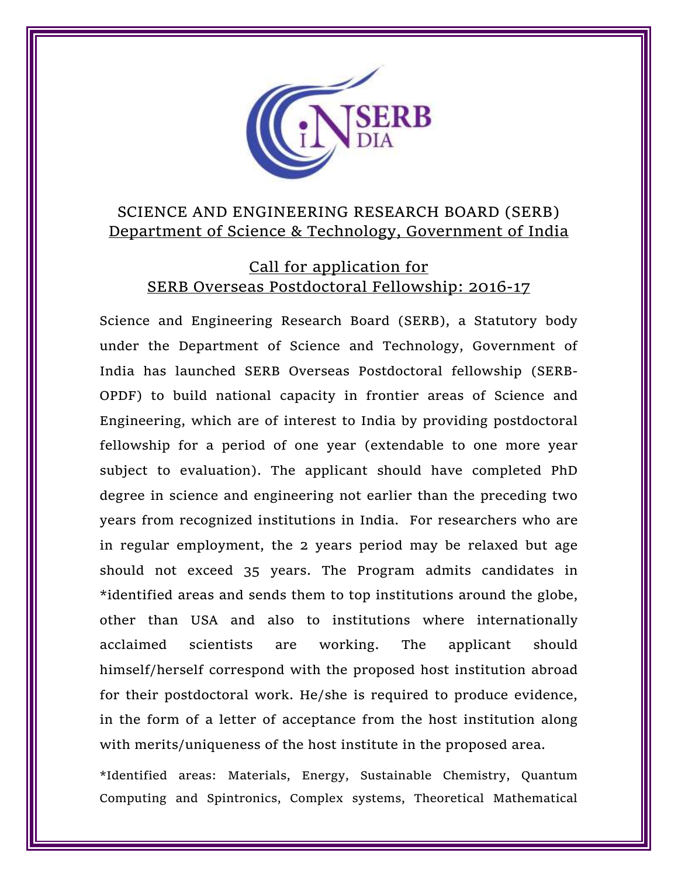## SCIENCE AND ENGINEERING RESEARCH BOARD (SERB)

## Department of Science & Technology, Government of India

## Call for application for SERB Overseas Postdoctoral Fellowship: 2016-17

Science and Engineering Research Board (SERB), a Statutory body under the Department of Science and Technology, Government of India has launched SERB Overseas Postdoctoral fellowship (SERB-OPDF) to build national capacity in frontier areas of Science and Engineering, which are of interest to India by providing postdoctoral fellowship for a period of one year (extendable to one more year subject to evaluation). The applicant should have completed PhD degree in science and engineering not earlier than the preceding two years from recognized institutions in India. For researchers who are in regular employment, the 2 years period may be relaxed but age should not exceed 35 years. The Program admits candidates in *identified areas and sends them to top institutions around the globe, other than USA and also to institutions where internationally acclaimed scientists are working. The applicant should himself/herself correspond with the proposed host institution abroad for their postdoctoral work. He/she is required to produce evidence, in the form of a letter of acceptance from the host institution along with merits/uniqueness of the host institute in the proposed area.

*Identified areas: Materials, Energy, Sustainable Chemistry, Quantum Computing and Spintronics, Complex systems, Theoretical Mathematical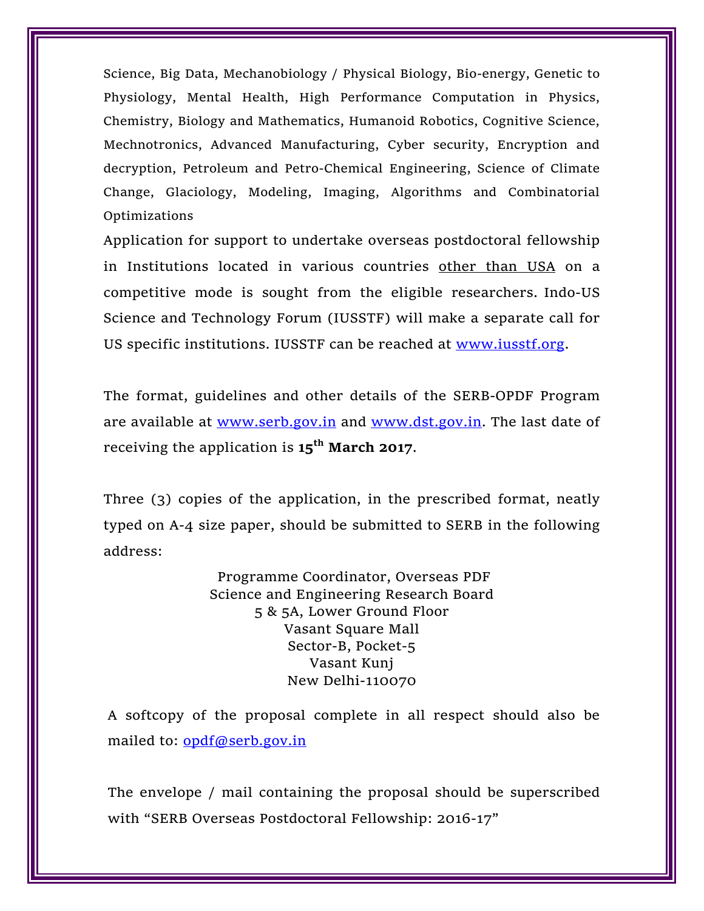Science, Big Data, Mechanobiology / Physical Biology, Bio-energy, Genetic to Physiology, Mental Health, High Performance Computation in Physics, Chemistry, Biology and Mathematics, Humanoid Robotics, Cognitive Science, Mechnotronics, Advanced Manufacturing, Cyber security, Encryption and decryption, Petroleum and Petro-Chemical Engineering, Science of Climate Change, Glaciology, Modeling, Imaging, Algorithms and Combinatorial Optimizations

Application for support to undertake overseas postdoctoral fellowship in Institutions located in various countries other than USA on a competitive mode is sought from the eligible researchers. Indo-US Science and Technology Forum (IUSSTF) will make a separate call for US specific institutions. IUSSTF can be reached at www.iusstf.org.

The format, guidelines and other details of the SERB-OPDF Program are available at www.serb.gov.in and www.dst.gov.in. The last date of receiving the application is **15th March 2017**.

Three (3) copies of the application, in the prescribed format, neatly typed on A-4 size paper, should be submitted to SERB in the following address:

Programme Coordinator, Overseas PDF
Science and Engineering Research Board
5 & 5A, Lower Ground Floor
Vasant Square Mall
Sector-B, Pocket-5
Vasant Kunj
New Delhi-110070

A softcopy of the proposal complete in all respect should also be mailed to: opdf@serb.gov.in

The envelope / mail containing the proposal should be superscribed with "SERB Overseas Postdoctoral Fellowship: 2016-17"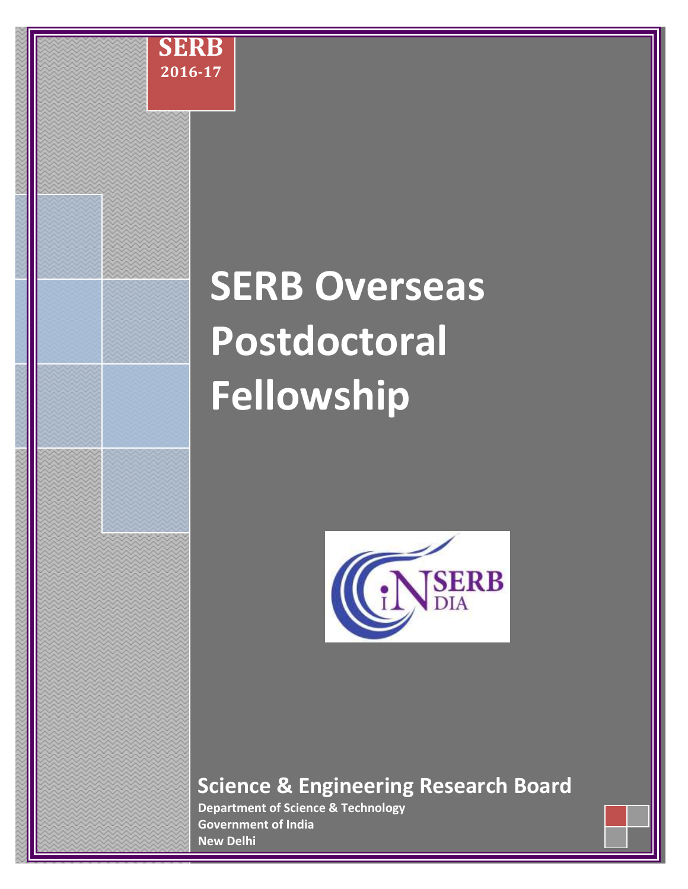SERB
2016-17

# SERB Overseas Postdoctoral Fellowship

## Science & Engineering Research Board

**Department of Science & Technology**
**Government of India**
**New Delhi**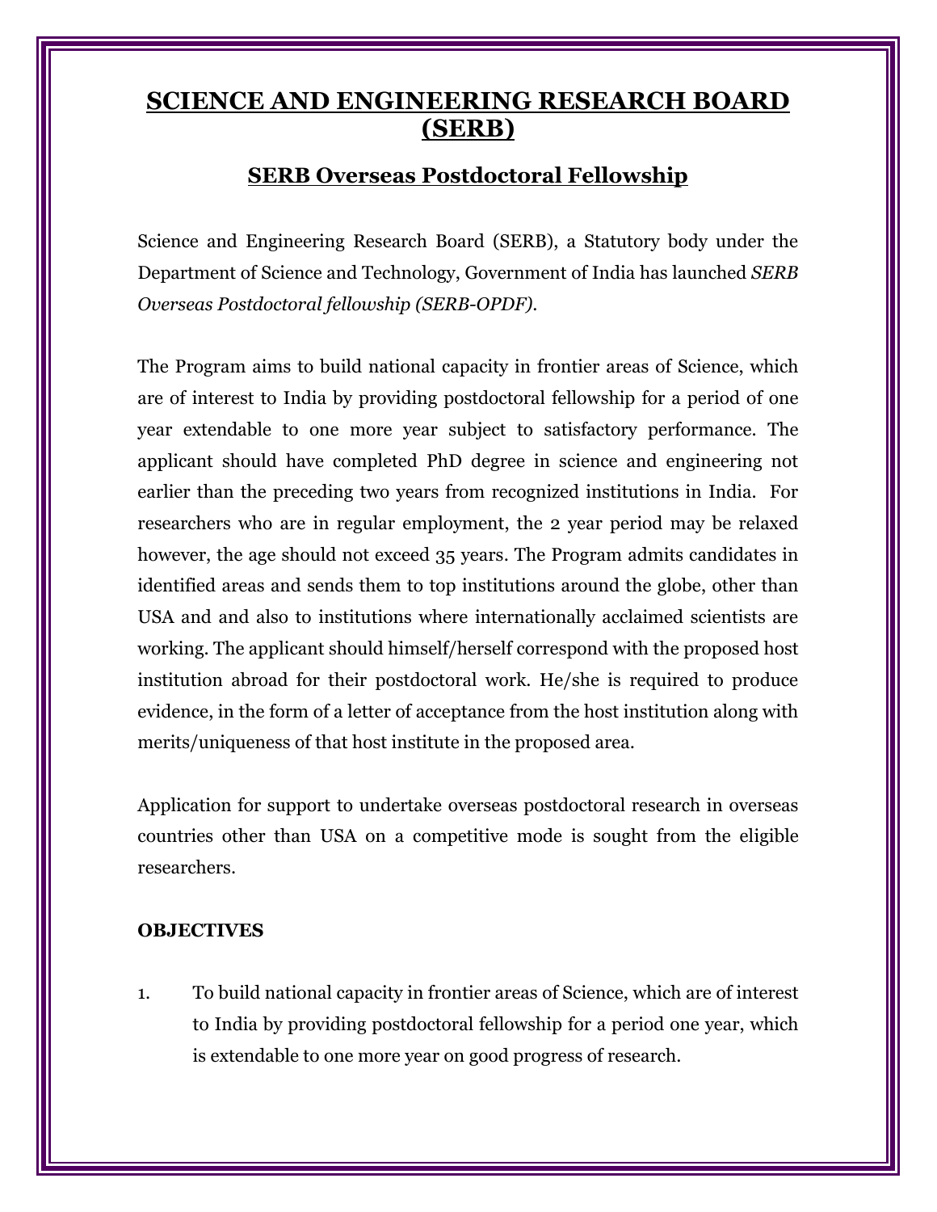# SCIENCE AND ENGINEERING RESEARCH BOARD (SERB)

## SERB Overseas Postdoctoral Fellowship

Science and Engineering Research Board (SERB), a Statutory body under the Department of Science and Technology, Government of India has launched *SERB Overseas Postdoctoral fellowship (SERB-OPDF).*

The Program aims to build national capacity in frontier areas of Science, which are of interest to India by providing postdoctoral fellowship for a period of one year extendable to one more year subject to satisfactory performance. The applicant should have completed PhD degree in science and engineering not earlier than the preceding two years from recognized institutions in India. For researchers who are in regular employment, the 2 year period may be relaxed however, the age should not exceed 35 years. The Program admits candidates in identified areas and sends them to top institutions around the globe, other than USA and and also to institutions where internationally acclaimed scientists are working. The applicant should himself/herself correspond with the proposed host institution abroad for their postdoctoral work. He/she is required to produce evidence, in the form of a letter of acceptance from the host institution along with merits/uniqueness of that host institute in the proposed area.

Application for support to undertake overseas postdoctoral research in overseas countries other than USA on a competitive mode is sought from the eligible researchers.

**OBJECTIVES**

1. To build national capacity in frontier areas of Science, which are of interest to India by providing postdoctoral fellowship for a period one year, which is extendable to one more year on good progress of research.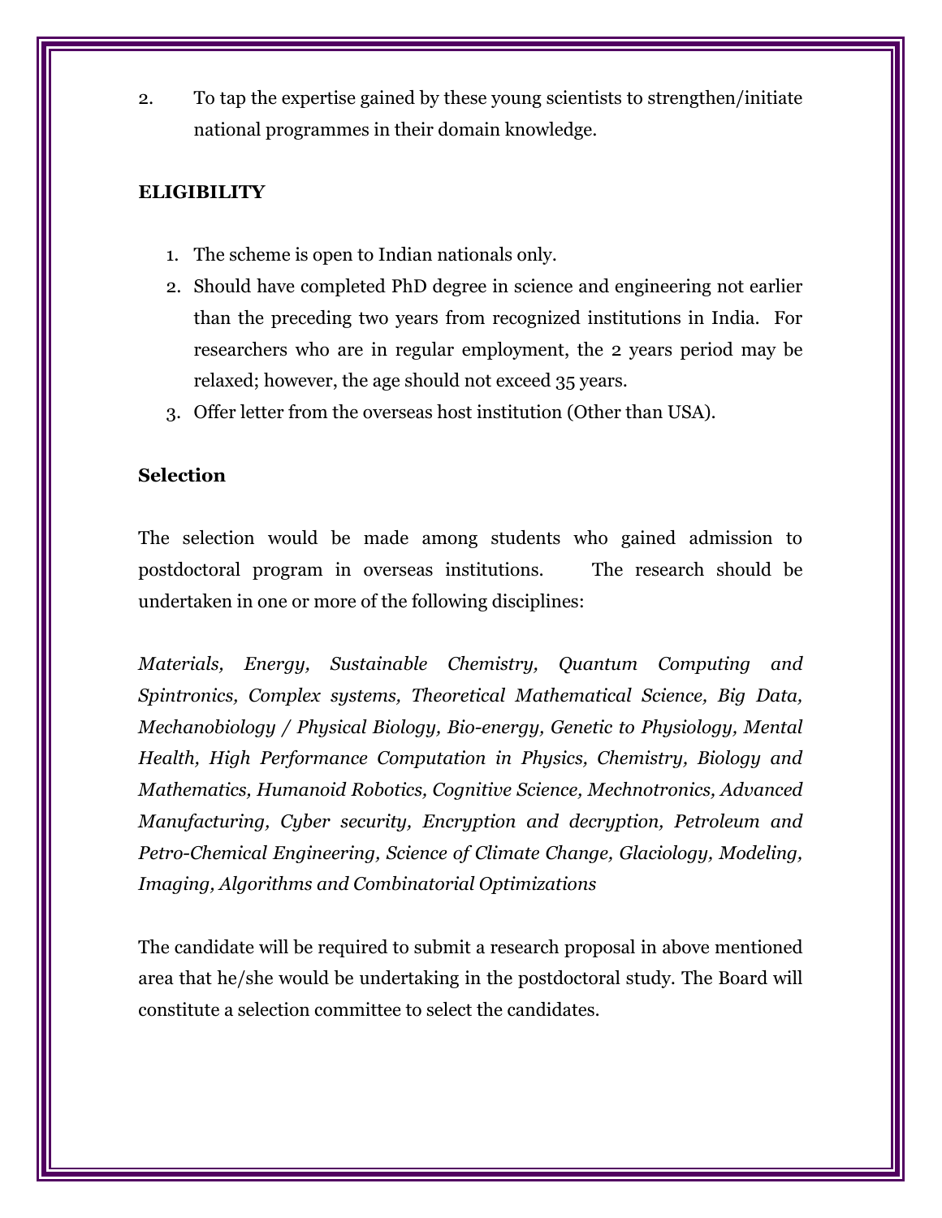2. To tap the expertise gained by these young scientists to strengthen/initiate national programmes in their domain knowledge.

**ELIGIBILITY**

1. The scheme is open to Indian nationals only.
2. Should have completed PhD degree in science and engineering not earlier than the preceding two years from recognized institutions in India. For researchers who are in regular employment, the 2 years period may be relaxed; however, the age should not exceed 35 years.
3. Offer letter from the overseas host institution (Other than USA).

**Selection**

The selection would be made among students who gained admission to postdoctoral program in overseas institutions. The research should be undertaken in one or more of the following disciplines:

*Materials, Energy, Sustainable Chemistry, Quantum Computing and Spintronics, Complex systems, Theoretical Mathematical Science, Big Data, Mechanobiology / Physical Biology, Bio-energy, Genetic to Physiology, Mental Health, High Performance Computation in Physics, Chemistry, Biology and Mathematics, Humanoid Robotics, Cognitive Science, Mechnotronics, Advanced Manufacturing, Cyber security, Encryption and decryption, Petroleum and Petro-Chemical Engineering, Science of Climate Change, Glaciology, Modeling, Imaging, Algorithms and Combinatorial Optimizations*

The candidate will be required to submit a research proposal in above mentioned area that he/she would be undertaking in the postdoctoral study. The Board will constitute a selection committee to select the candidates.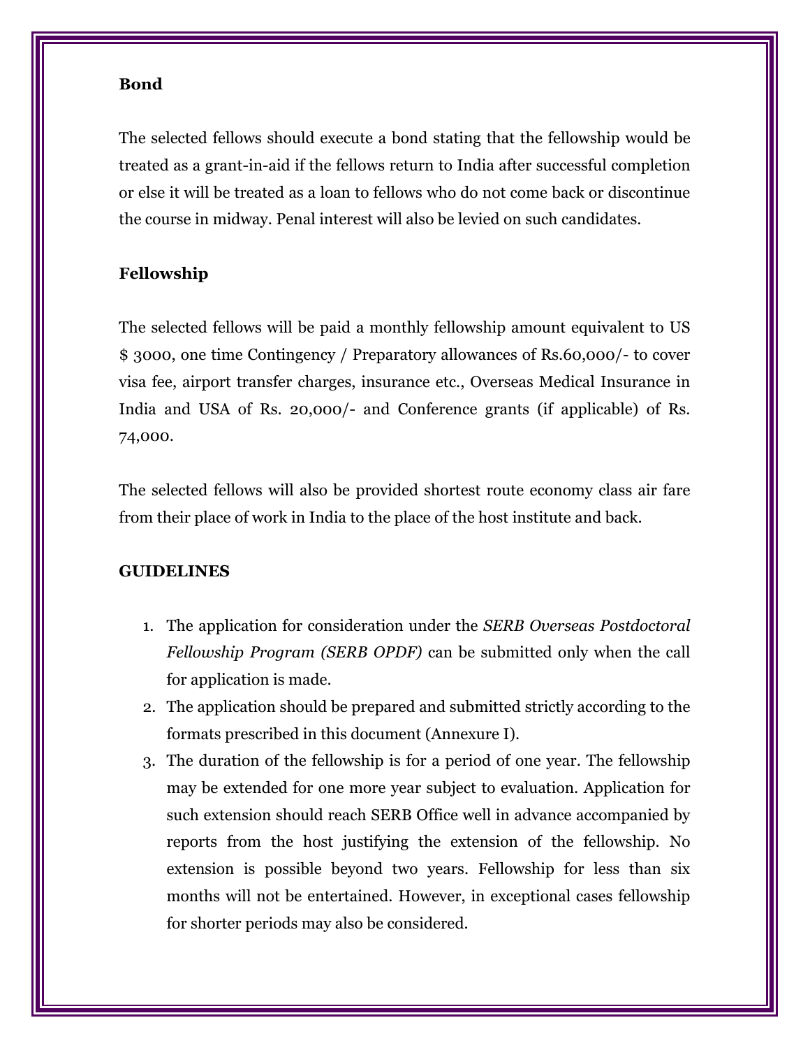**Bond**

The selected fellows should execute a bond stating that the fellowship would be treated as a grant-in-aid if the fellows return to India after successful completion or else it will be treated as a loan to fellows who do not come back or discontinue the course in midway. Penal interest will also be levied on such candidates.

**Fellowship**

The selected fellows will be paid a monthly fellowship amount equivalent to US $ 3000, one time Contingency / Preparatory allowances of Rs.60,000/- to cover visa fee, airport transfer charges, insurance etc., Overseas Medical Insurance in India and USA of Rs. 20,000/- and Conference grants (if applicable) of Rs. 74,000.

The selected fellows will also be provided shortest route economy class air fare from their place of work in India to the place of the host institute and back.

**GUIDELINES**

1. The application for consideration under the *SERB Overseas Postdoctoral Fellowship Program (SERB OPDF)* can be submitted only when the call for application is made.
2. The application should be prepared and submitted strictly according to the formats prescribed in this document (Annexure I).
3. The duration of the fellowship is for a period of one year. The fellowship may be extended for one more year subject to evaluation. Application for such extension should reach SERB Office well in advance accompanied by reports from the host justifying the extension of the fellowship. No extension is possible beyond two years. Fellowship for less than six months will not be entertained. However, in exceptional cases fellowship for shorter periods may also be considered.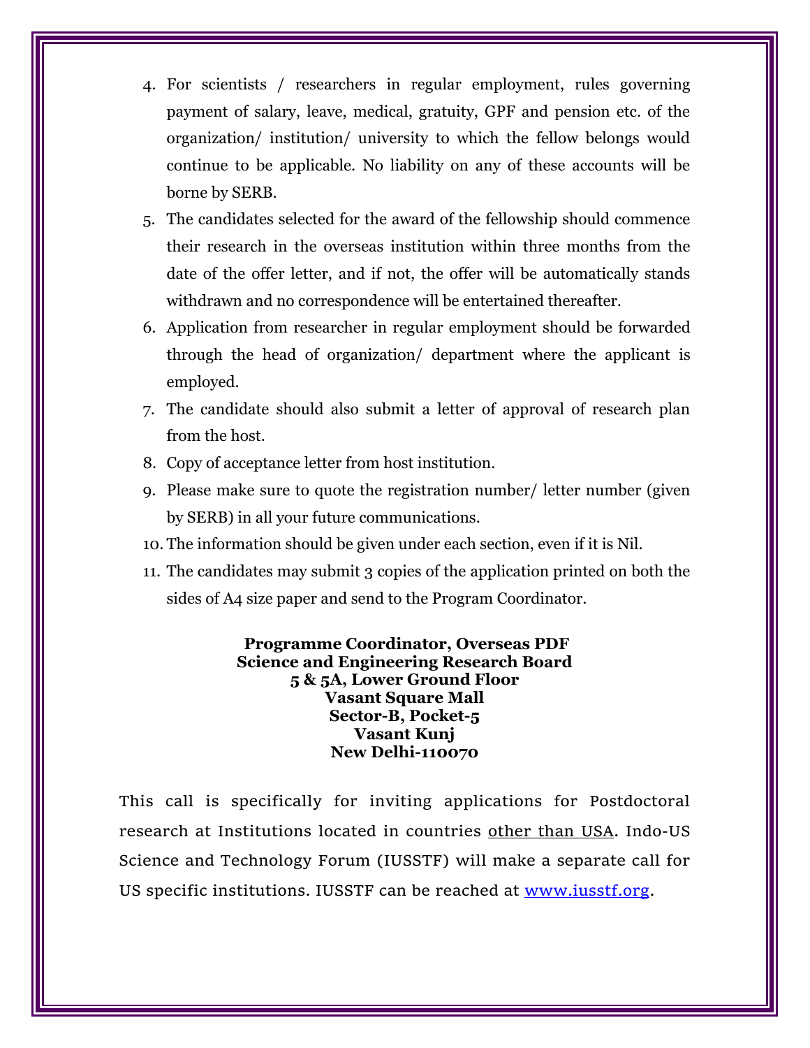4. For scientists / researchers in regular employment, rules governing payment of salary, leave, medical, gratuity, GPF and pension etc. of the organization/ institution/ university to which the fellow belongs would continue to be applicable. No liability on any of these accounts will be borne by SERB.
5. The candidates selected for the award of the fellowship should commence their research in the overseas institution within three months from the date of the offer letter, and if not, the offer will be automatically stands withdrawn and no correspondence will be entertained thereafter.
6. Application from researcher in regular employment should be forwarded through the head of organization/ department where the applicant is employed.
7. The candidate should also submit a letter of approval of research plan from the host.
8. Copy of acceptance letter from host institution.
9. Please make sure to quote the registration number/ letter number (given by SERB) in all your future communications.
10. The information should be given under each section, even if it is Nil.
11. The candidates may submit 3 copies of the application printed on both the sides of A4 size paper and send to the Program Coordinator.

**Programme Coordinator, Overseas PDF**
**Science and Engineering Research Board**
**5 & 5A, Lower Ground Floor**
**Vasant Square Mall**
**Sector-B, Pocket-5**
**Vasant Kunj**
**New Delhi-110070**

This call is specifically for inviting applications for Postdoctoral research at Institutions located in countries other than USA. Indo-US Science and Technology Forum (IUSSTF) will make a separate call for US specific institutions. IUSSTF can be reached at [www.iusstf.org](http://www.iusstf.org).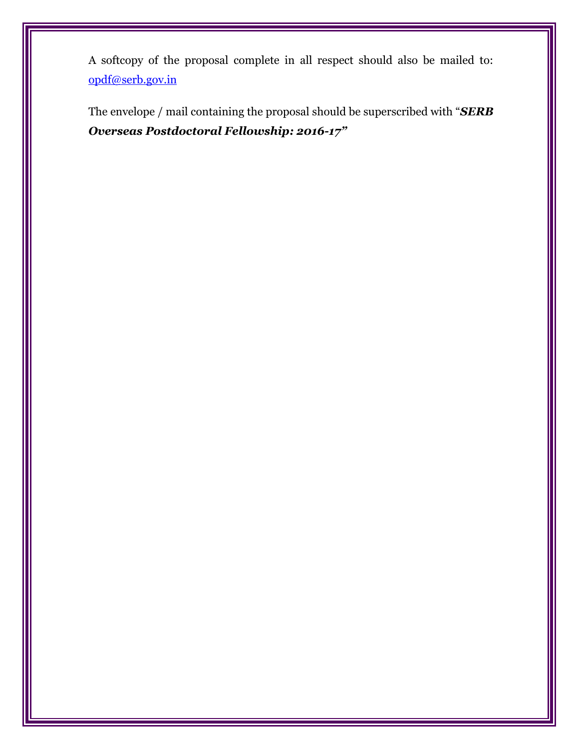A softcopy of the proposal complete in all respect should also be mailed to: opdf@serb.gov.in

The envelope / mail containing the proposal should be superscribed with "***SERB Overseas Postdoctoral Fellowship: 2016-17***"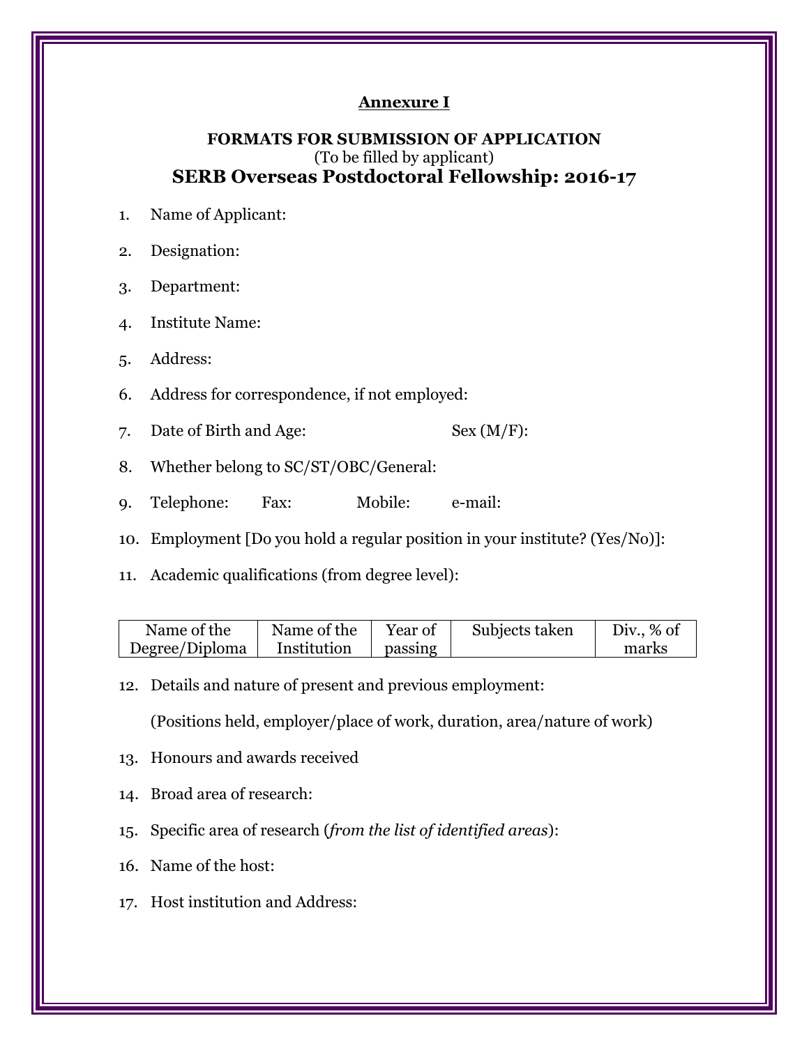<u>**Annexure I**</u>

**FORMATS FOR SUBMISSION OF APPLICATION**

(To be filled by applicant)

## SERB Overseas Postdoctoral Fellowship: 2016-17

1. Name of Applicant:
2. Designation:
3. Department:
4. Institute Name:
5. Address:
6. Address for correspondence, if not employed:
7. Date of Birth and Age: Sex (M/F):
8. Whether belong to SC/ST/OBC/General:
9. Telephone: Fax: Mobile: e-mail:
10. Employment [Do you hold a regular position in your institute? (Yes/No)]:
11. Academic qualifications (from degree level):

| Name of the Degree/Diploma | Name of the Institution | Year of passing | Subjects taken | Div., % of marks |
|---|---|---|---|---|

12. Details and nature of present and previous employment:

    (Positions held, employer/place of work, duration, area/nature of work)

13. Honours and awards received
14. Broad area of research:
15. Specific area of research (*from the list of identified areas*):
16. Name of the host:
17. Host institution and Address: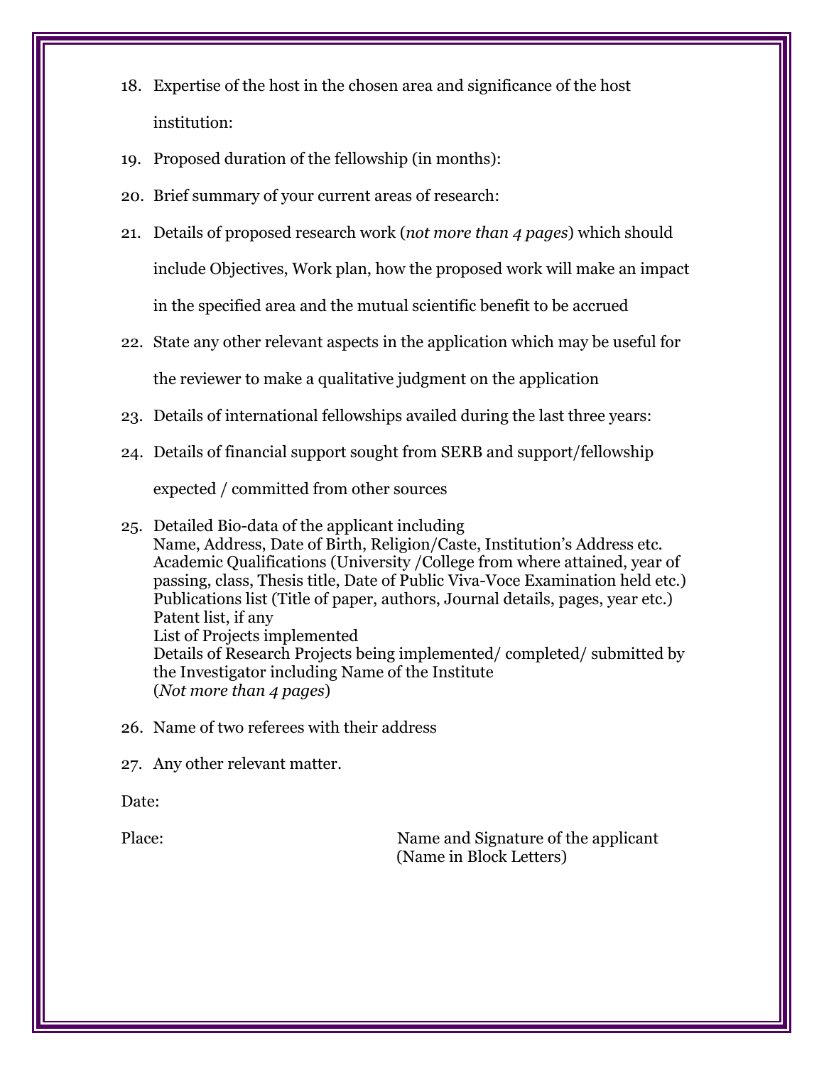18. Expertise of the host in the chosen area and significance of the host institution:
19. Proposed duration of the fellowship (in months):
20. Brief summary of your current areas of research:
21. Details of proposed research work (*not more than 4 pages*) which should include Objectives, Work plan, how the proposed work will make an impact in the specified area and the mutual scientific benefit to be accrued
22. State any other relevant aspects in the application which may be useful for the reviewer to make a qualitative judgment on the application
23. Details of international fellowships availed during the last three years:
24. Details of financial support sought from SERB and support/fellowship expected / committed from other sources
25. Detailed Bio-data of the applicant including
    Name, Address, Date of Birth, Religion/Caste, Institution's Address etc.
    Academic Qualifications (University /College from where attained, year of passing, class, Thesis title, Date of Public Viva-Voce Examination held etc.)
    Publications list (Title of paper, authors, Journal details, pages, year etc.)
    Patent list, if any
    List of Projects implemented
    Details of Research Projects being implemented/ completed/ submitted by the Investigator including Name of the Institute
    (*Not more than 4 pages*)
26. Name of two referees with their address
27. Any other relevant matter.

Date:

Place:

Name and Signature of the applicant
(Name in Block Letters)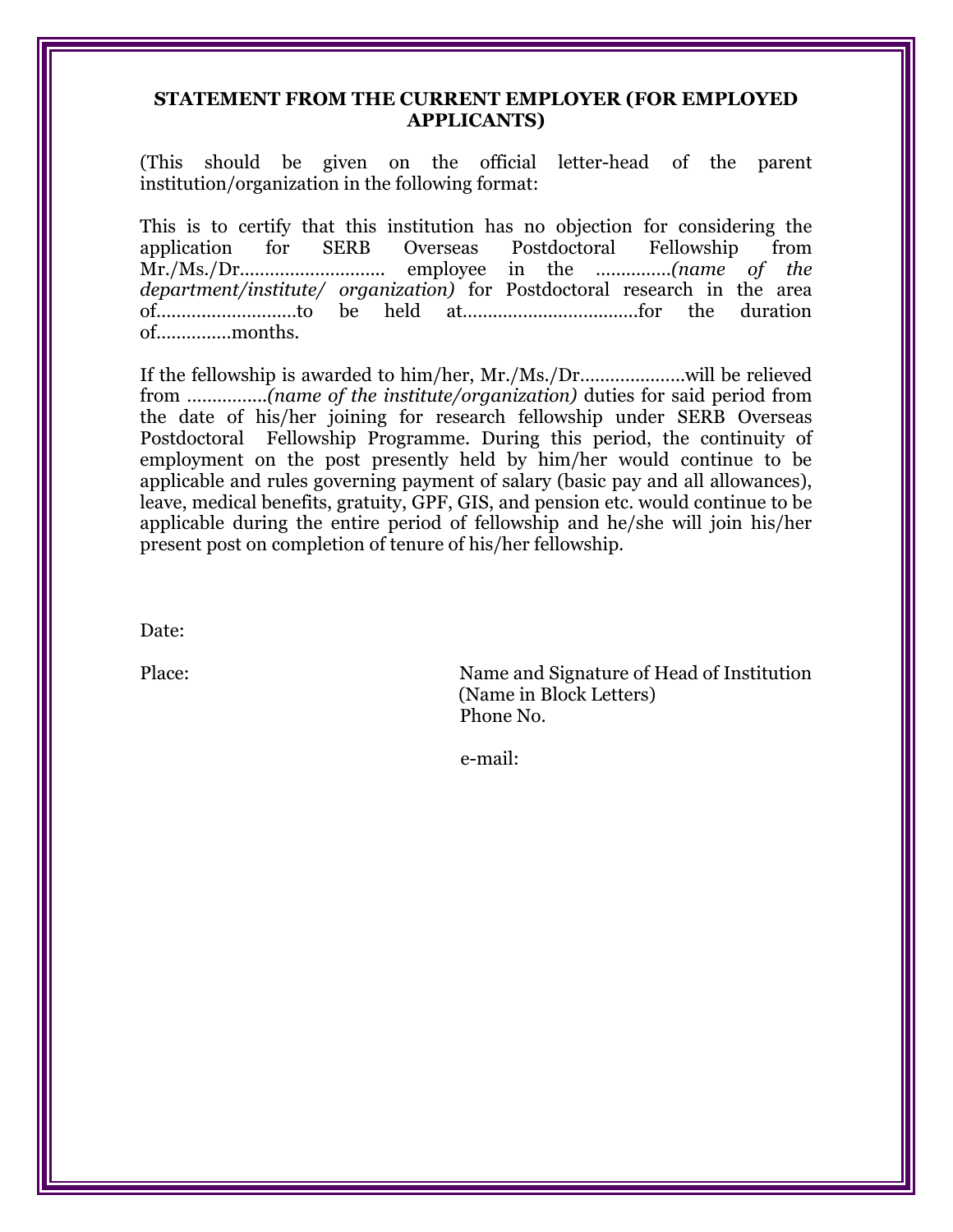**STATEMENT FROM THE CURRENT EMPLOYER (FOR EMPLOYED APPLICANTS)**

(This should be given on the official letter-head of the parent institution/organization in the following format:

This is to certify that this institution has no objection for considering the application for SERB Overseas Postdoctoral Fellowship from Mr./Ms./Dr.......................... employee in the ..............*(name of the department/institute/ organization)* for Postdoctoral research in the area of..........................to be held at..................................for the duration of..............months.

If the fellowship is awarded to him/her, Mr./Ms./Dr....................will be relieved from ...............*(name of the institute/organization)* duties for said period from the date of his/her joining for research fellowship under SERB Overseas Postdoctoral Fellowship Programme. During this period, the continuity of employment on the post presently held by him/her would continue to be applicable and rules governing payment of salary (basic pay and all allowances), leave, medical benefits, gratuity, GPF, GIS, and pension etc. would continue to be applicable during the entire period of fellowship and he/she will join his/her present post on completion of tenure of his/her fellowship.

Date:

Place:

Name and Signature of Head of Institution
(Name in Block Letters)
Phone No.

e-mail: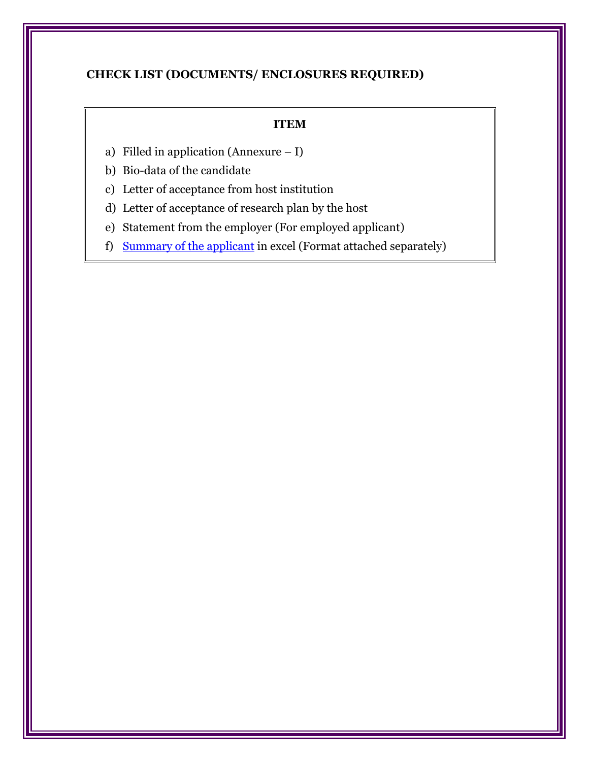**CHECK LIST (DOCUMENTS/ ENCLOSURES REQUIRED)**

**ITEM**

a) Filled in application (Annexure – I)
b) Bio-data of the candidate
c) Letter of acceptance from host institution
d) Letter of acceptance of research plan by the host
e) Statement from the employer (For employed applicant)
f) Summary of the applicant in excel (Format attached separately)